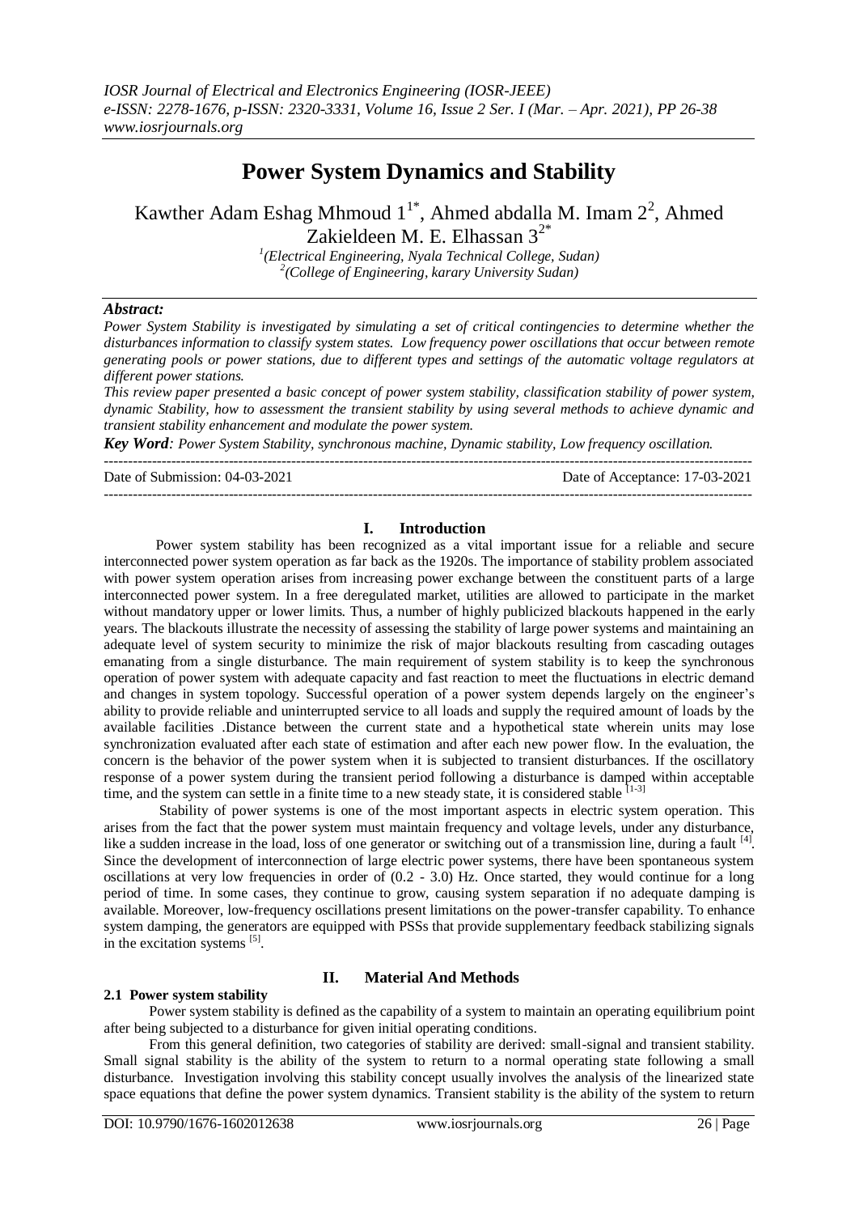# Power System Dynamics and Stability

Kawther Adam Eshag Mhmoud 1[1*], Ahmed abdalla M. Imam 2[2], Ahmed Zakieldeen M. E. Elhassan 3[2*]

[1](Electrical Engineering, Nyala Technical College, Sudan)
[2](College of Engineering, karary University Sudan)

***Abstract:***

*Power System Stability is investigated by simulating a set of critical contingencies to determine whether the disturbances information to classify system states. Low frequency power oscillations that occur between remote generating pools or power stations, due to different types and settings of the automatic voltage regulators at different power stations.*

*This review paper presented a basic concept of power system stability, classification stability of power system, dynamic Stability, how to assessment the transient stability by using several methods to achieve dynamic and transient stability enhancement and modulate the power system.*

***Key Word****: Power System Stability, synchronous machine, Dynamic stability, Low frequency oscillation.*

Date of Submission: 04-03-2021 Date of Acceptance: 17-03-2021

## I. Introduction

Power system stability has been recognized as a vital important issue for a reliable and secure interconnected power system operation as far back as the 1920s. The importance of stability problem associated with power system operation arises from increasing power exchange between the constituent parts of a large interconnected power system. In a free deregulated market, utilities are allowed to participate in the market without mandatory upper or lower limits. Thus, a number of highly publicized blackouts happened in the early years. The blackouts illustrate the necessity of assessing the stability of large power systems and maintaining an adequate level of system security to minimize the risk of major blackouts resulting from cascading outages emanating from a single disturbance. The main requirement of system stability is to keep the synchronous operation of power system with adequate capacity and fast reaction to meet the fluctuations in electric demand and changes in system topology. Successful operation of a power system depends largely on the engineer's ability to provide reliable and uninterrupted service to all loads and supply the required amount of loads by the available facilities .Distance between the current state and a hypothetical state wherein units may lose synchronization evaluated after each state of estimation and after each new power flow. In the evaluation, the concern is the behavior of the power system when it is subjected to transient disturbances. If the oscillatory response of a power system during the transient period following a disturbance is damped within acceptable time, and the system can settle in a finite time to a new steady state, it is considered stable [1-3]

Stability of power systems is one of the most important aspects in electric system operation. This arises from the fact that the power system must maintain frequency and voltage levels, under any disturbance, like a sudden increase in the load, loss of one generator or switching out of a transmission line, during a fault [4]. Since the development of interconnection of large electric power systems, there have been spontaneous system oscillations at very low frequencies in order of (0.2 - 3.0) Hz. Once started, they would continue for a long period of time. In some cases, they continue to grow, causing system separation if no adequate damping is available. Moreover, low-frequency oscillations present limitations on the power-transfer capability. To enhance system damping, the generators are equipped with PSSs that provide supplementary feedback stabilizing signals in the excitation systems [5].

## II. Material And Methods

### 2.1 Power system stability

Power system stability is defined as the capability of a system to maintain an operating equilibrium point after being subjected to a disturbance for given initial operating conditions.

From this general definition, two categories of stability are derived: small-signal and transient stability. Small signal stability is the ability of the system to return to a normal operating state following a small disturbance. Investigation involving this stability concept usually involves the analysis of the linearized state space equations that define the power system dynamics. Transient stability is the ability of the system to return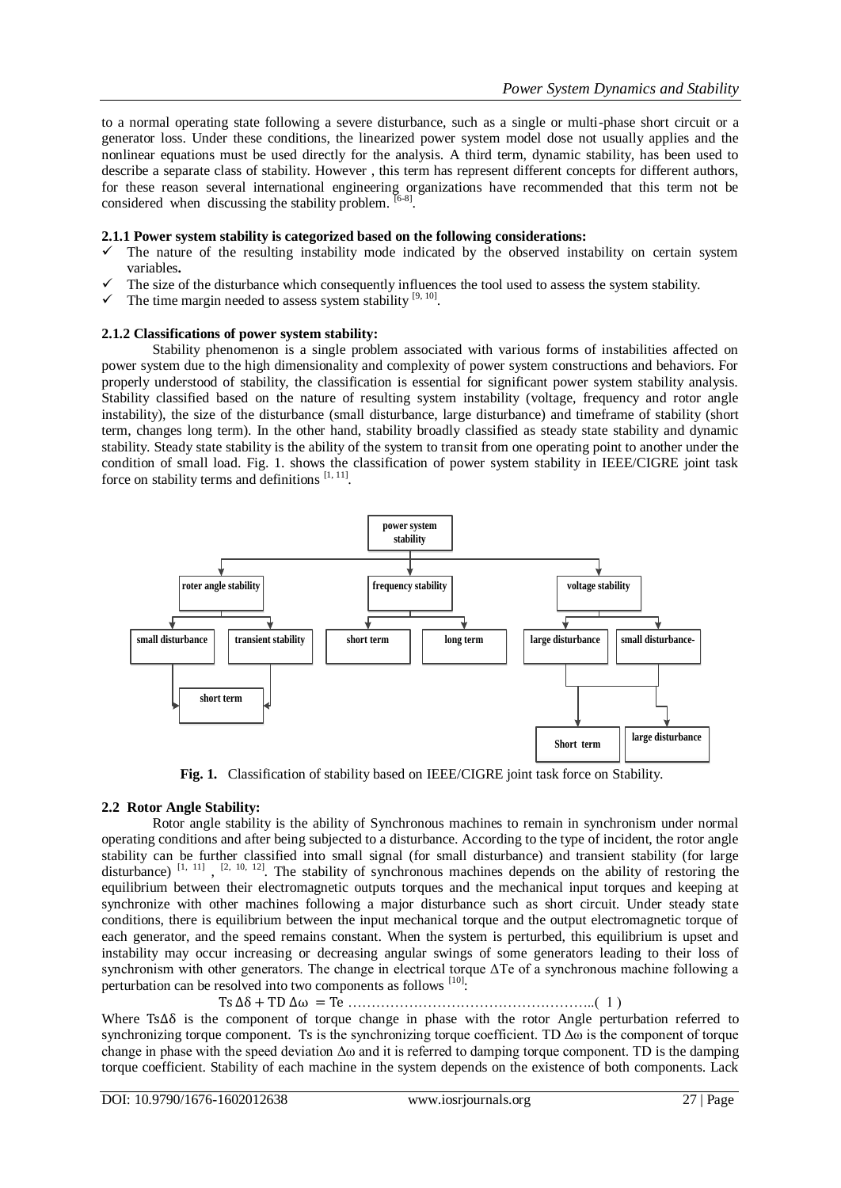to a normal operating state following a severe disturbance, such as a single or multi-phase short circuit or a generator loss. Under these conditions, the linearized power system model dose not usually applies and the nonlinear equations must be used directly for the analysis. A third term, dynamic stability, has been used to describe a separate class of stability. However , this term has represent different concepts for different authors, for these reason several international engineering organizations have recommended that this term not be considered when discussing the stability problem. [6-8].

#### 2.1.1 Power system stability is categorized based on the following considerations:

- ✓ The nature of the resulting instability mode indicated by the observed instability on certain system variables**.**
- ✓ The size of the disturbance which consequently influences the tool used to assess the system stability.
- ✓ The time margin needed to assess system stability [9, 10].

#### 2.1.2 Classifications of power system stability:

Stability phenomenon is a single problem associated with various forms of instabilities affected on power system due to the high dimensionality and complexity of power system constructions and behaviors. For properly understood of stability, the classification is essential for significant power system stability analysis. Stability classified based on the nature of resulting system instability (voltage, frequency and rotor angle instability), the size of the disturbance (small disturbance, large disturbance) and timeframe of stability (short term, changes long term). In the other hand, stability broadly classified as steady state stability and dynamic stability. Steady state stability is the ability of the system to transit from one operating point to another under the condition of small load. Fig. 1. shows the classification of power system stability in IEEE/CIGRE joint task force on stability terms and definitions [1, 11].

**power system stability**
- **roter angle stability**
  - **small disturbance** → **short term**
  - **transient stability** → **short term**
- **frequency stability**
  - **short term**
  - **long term**
- **voltage stability**
  - **large disturbance** / **small disturbance-** → **Short term**, **large disturbance**

**Fig. 1.** Classification of stability based on IEEE/CIGRE joint task force on Stability.

### 2.2 Rotor Angle Stability:

Rotor angle stability is the ability of Synchronous machines to remain in synchronism under normal operating conditions and after being subjected to a disturbance. According to the type of incident, the rotor angle stability can be further classified into small signal (for small disturbance) and transient stability (for large disturbance) [1, 11] , [2, 10, 12]. The stability of synchronous machines depends on the ability of restoring the equilibrium between their electromagnetic outputs torques and the mechanical input torques and keeping at synchronize with other machines following a major disturbance such as short circuit. Under steady state conditions, there is equilibrium between the input mechanical torque and the output electromagnetic torque of each generator, and the speed remains constant. When the system is perturbed, this equilibrium is upset and instability may occur increasing or decreasing angular swings of some generators leading to their loss of synchronism with other generators. The change in electrical torque $\Delta Te$ of a synchronous machine following a perturbation can be resolved into two components as follows [10]:

$$Ts\,\Delta\delta + TD\,\Delta\omega = Te \quad \text{………………………………………………..( 1 )}$$

Where $Ts\Delta\delta$ is the component of torque change in phase with the rotor Angle perturbation referred to synchronizing torque component. Ts is the synchronizing torque coefficient. $TD\,\Delta\omega$ is the component of torque change in phase with the speed deviation $\Delta\omega$ and it is referred to damping torque component. TD is the damping torque coefficient. Stability of each machine in the system depends on the existence of both components. Lack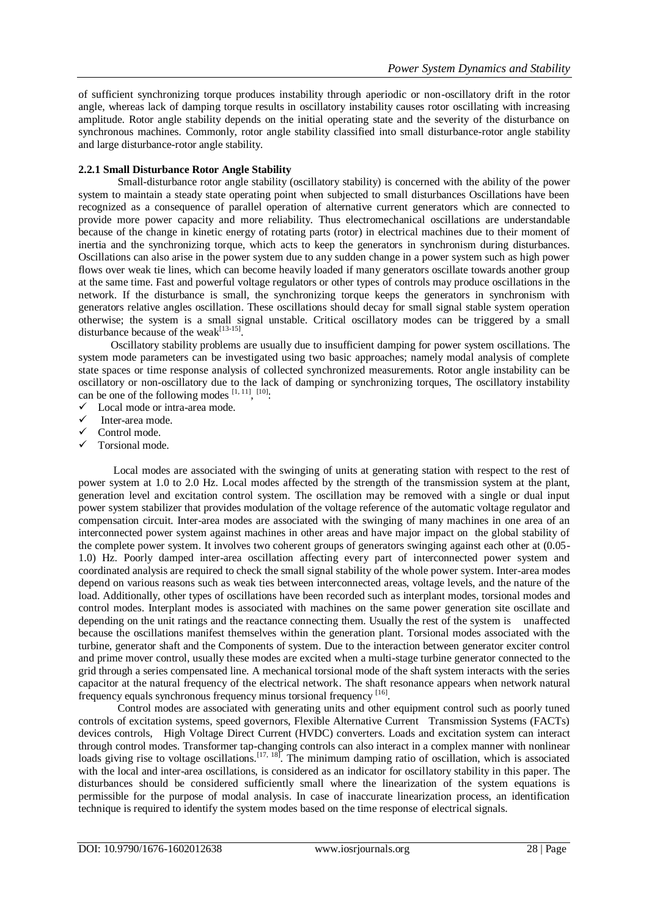of sufficient synchronizing torque produces instability through aperiodic or non-oscillatory drift in the rotor angle, whereas lack of damping torque results in oscillatory instability causes rotor oscillating with increasing amplitude. Rotor angle stability depends on the initial operating state and the severity of the disturbance on synchronous machines. Commonly, rotor angle stability classified into small disturbance-rotor angle stability and large disturbance-rotor angle stability.

### 2.2.1 Small Disturbance Rotor Angle Stability

Small-disturbance rotor angle stability (oscillatory stability) is concerned with the ability of the power system to maintain a steady state operating point when subjected to small disturbances Oscillations have been recognized as a consequence of parallel operation of alternative current generators which are connected to provide more power capacity and more reliability. Thus electromechanical oscillations are understandable because of the change in kinetic energy of rotating parts (rotor) in electrical machines due to their moment of inertia and the synchronizing torque, which acts to keep the generators in synchronism during disturbances. Oscillations can also arise in the power system due to any sudden change in a power system such as high power flows over weak tie lines, which can become heavily loaded if many generators oscillate towards another group at the same time. Fast and powerful voltage regulators or other types of controls may produce oscillations in the network. If the disturbance is small, the synchronizing torque keeps the generators in synchronism with generators relative angles oscillation. These oscillations should decay for small signal stable system operation otherwise; the system is a small signal unstable. Critical oscillatory modes can be triggered by a small disturbance because of the weak[13-15].

Oscillatory stability problems are usually due to insufficient damping for power system oscillations. The system mode parameters can be investigated using two basic approaches; namely modal analysis of complete state spaces or time response analysis of collected synchronized measurements. Rotor angle instability can be oscillatory or non-oscillatory due to the lack of damping or synchronizing torques, The oscillatory instability can be one of the following modes [1, 11], [10]:

- ✓ Local mode or intra-area mode.
- ✓ Inter-area mode.
- ✓ Control mode.
- ✓ Torsional mode.

Local modes are associated with the swinging of units at generating station with respect to the rest of power system at 1.0 to 2.0 Hz. Local modes affected by the strength of the transmission system at the plant, generation level and excitation control system. The oscillation may be removed with a single or dual input power system stabilizer that provides modulation of the voltage reference of the automatic voltage regulator and compensation circuit. Inter-area modes are associated with the swinging of many machines in one area of an interconnected power system against machines in other areas and have major impact on the global stability of the complete power system. It involves two coherent groups of generators swinging against each other at (0.05-1.0) Hz. Poorly damped inter-area oscillation affecting every part of interconnected power system and coordinated analysis are required to check the small signal stability of the whole power system. Inter-area modes depend on various reasons such as weak ties between interconnected areas, voltage levels, and the nature of the load. Additionally, other types of oscillations have been recorded such as interplant modes, torsional modes and control modes. Interplant modes is associated with machines on the same power generation site oscillate and depending on the unit ratings and the reactance connecting them. Usually the rest of the system is unaffected because the oscillations manifest themselves within the generation plant. Torsional modes associated with the turbine, generator shaft and the Components of system. Due to the interaction between generator exciter control and prime mover control, usually these modes are excited when a multi-stage turbine generator connected to the grid through a series compensated line. A mechanical torsional mode of the shaft system interacts with the series capacitor at the natural frequency of the electrical network. The shaft resonance appears when network natural frequency equals synchronous frequency minus torsional frequency [16].

Control modes are associated with generating units and other equipment control such as poorly tuned controls of excitation systems, speed governors, Flexible Alternative Current Transmission Systems (FACTs) devices controls, High Voltage Direct Current (HVDC) converters. Loads and excitation system can interact through control modes. Transformer tap-changing controls can also interact in a complex manner with nonlinear loads giving rise to voltage oscillations.[17, 18]. The minimum damping ratio of oscillation, which is associated with the local and inter-area oscillations, is considered as an indicator for oscillatory stability in this paper. The disturbances should be considered sufficiently small where the linearization of the system equations is permissible for the purpose of modal analysis. In case of inaccurate linearization process, an identification technique is required to identify the system modes based on the time response of electrical signals.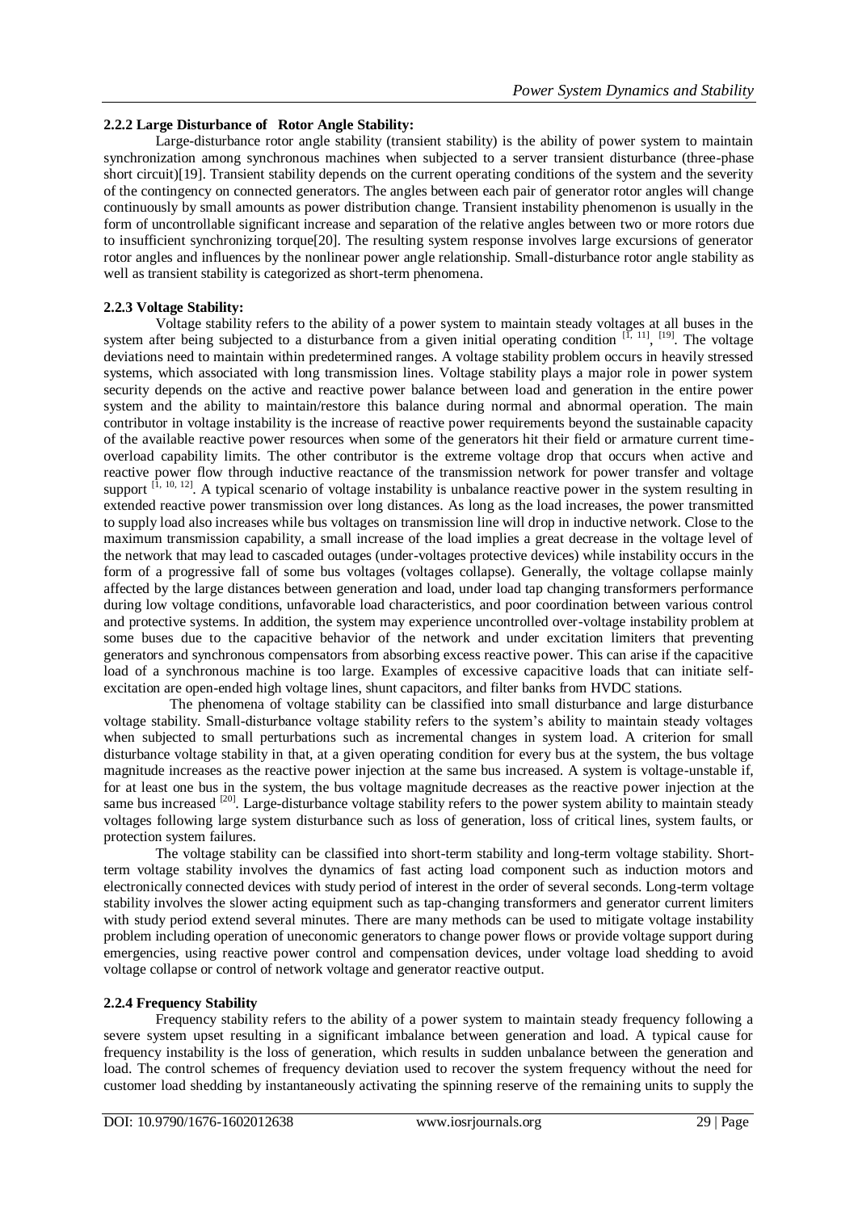### 2.2.2 Large Disturbance of Rotor Angle Stability:

Large-disturbance rotor angle stability (transient stability) is the ability of power system to maintain synchronization among synchronous machines when subjected to a server transient disturbance (three-phase short circuit)[19]. Transient stability depends on the current operating conditions of the system and the severity of the contingency on connected generators. The angles between each pair of generator rotor angles will change continuously by small amounts as power distribution change. Transient instability phenomenon is usually in the form of uncontrollable significant increase and separation of the relative angles between two or more rotors due to insufficient synchronizing torque[20]. The resulting system response involves large excursions of generator rotor angles and influences by the nonlinear power angle relationship. Small-disturbance rotor angle stability as well as transient stability is categorized as short-term phenomena.

### 2.2.3 Voltage Stability:

Voltage stability refers to the ability of a power system to maintain steady voltages at all buses in the system after being subjected to a disturbance from a given initial operating condition [1, 11], [19]. The voltage deviations need to maintain within predetermined ranges. A voltage stability problem occurs in heavily stressed systems, which associated with long transmission lines. Voltage stability plays a major role in power system security depends on the active and reactive power balance between load and generation in the entire power system and the ability to maintain/restore this balance during normal and abnormal operation. The main contributor in voltage instability is the increase of reactive power requirements beyond the sustainable capacity of the available reactive power resources when some of the generators hit their field or armature current time-overload capability limits. The other contributor is the extreme voltage drop that occurs when active and reactive power flow through inductive reactance of the transmission network for power transfer and voltage support [1, 10, 12]. A typical scenario of voltage instability is unbalance reactive power in the system resulting in extended reactive power transmission over long distances. As long as the load increases, the power transmitted to supply load also increases while bus voltages on transmission line will drop in inductive network. Close to the maximum transmission capability, a small increase of the load implies a great decrease in the voltage level of the network that may lead to cascaded outages (under-voltages protective devices) while instability occurs in the form of a progressive fall of some bus voltages (voltages collapse). Generally, the voltage collapse mainly affected by the large distances between generation and load, under load tap changing transformers performance during low voltage conditions, unfavorable load characteristics, and poor coordination between various control and protective systems. In addition, the system may experience uncontrolled over-voltage instability problem at some buses due to the capacitive behavior of the network and under excitation limiters that preventing generators and synchronous compensators from absorbing excess reactive power. This can arise if the capacitive load of a synchronous machine is too large. Examples of excessive capacitive loads that can initiate self-excitation are open-ended high voltage lines, shunt capacitors, and filter banks from HVDC stations.

The phenomena of voltage stability can be classified into small disturbance and large disturbance voltage stability. Small-disturbance voltage stability refers to the system's ability to maintain steady voltages when subjected to small perturbations such as incremental changes in system load. A criterion for small disturbance voltage stability in that, at a given operating condition for every bus at the system, the bus voltage magnitude increases as the reactive power injection at the same bus increased. A system is voltage-unstable if, for at least one bus in the system, the bus voltage magnitude decreases as the reactive power injection at the same bus increased [20]. Large-disturbance voltage stability refers to the power system ability to maintain steady voltages following large system disturbance such as loss of generation, loss of critical lines, system faults, or protection system failures.

The voltage stability can be classified into short-term stability and long-term voltage stability. Short-term voltage stability involves the dynamics of fast acting load component such as induction motors and electronically connected devices with study period of interest in the order of several seconds. Long-term voltage stability involves the slower acting equipment such as tap-changing transformers and generator current limiters with study period extend several minutes. There are many methods can be used to mitigate voltage instability problem including operation of uneconomic generators to change power flows or provide voltage support during emergencies, using reactive power control and compensation devices, under voltage load shedding to avoid voltage collapse or control of network voltage and generator reactive output.

### 2.2.4 Frequency Stability

Frequency stability refers to the ability of a power system to maintain steady frequency following a severe system upset resulting in a significant imbalance between generation and load. A typical cause for frequency instability is the loss of generation, which results in sudden unbalance between the generation and load. The control schemes of frequency deviation used to recover the system frequency without the need for customer load shedding by instantaneously activating the spinning reserve of the remaining units to supply the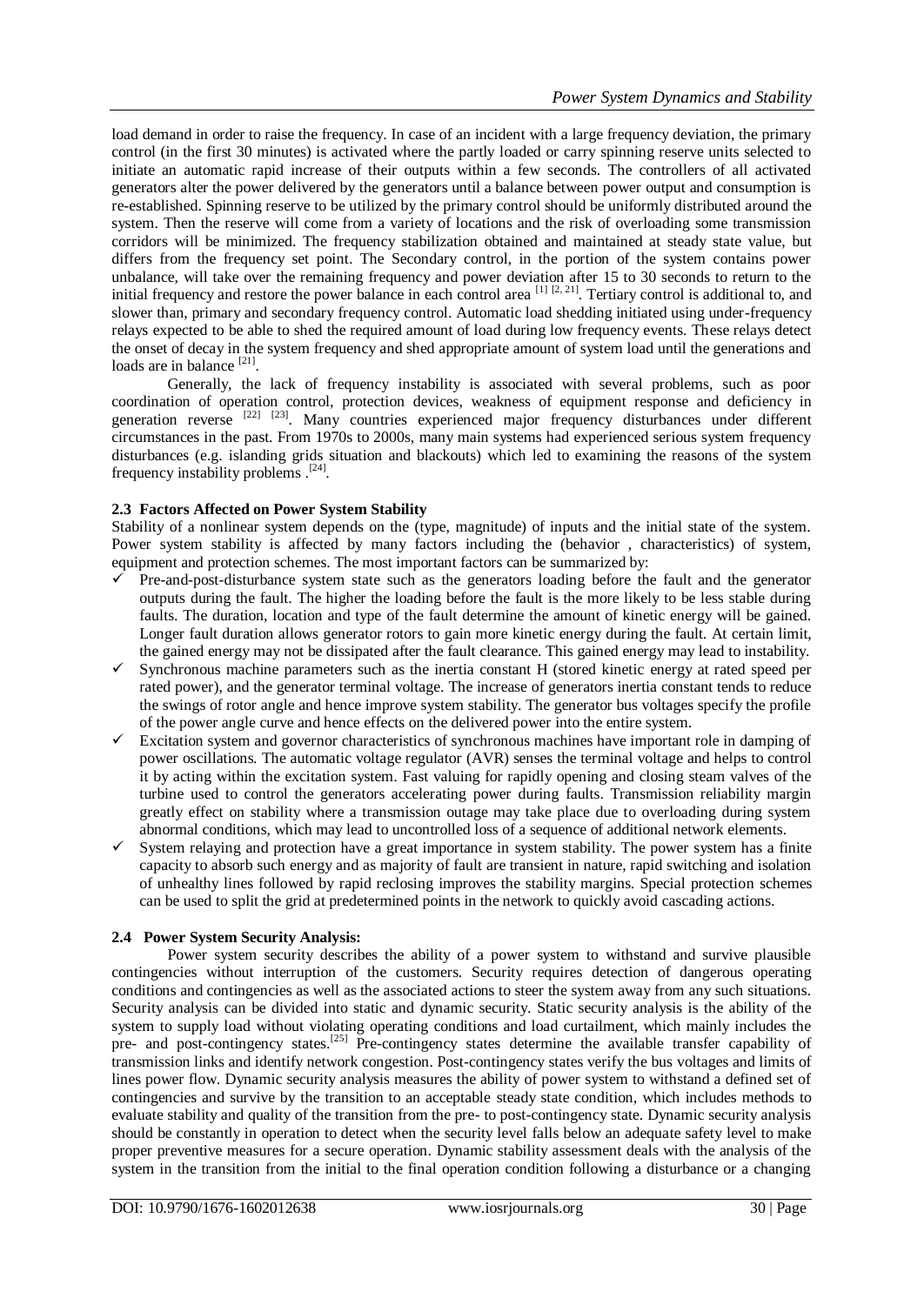load demand in order to raise the frequency. In case of an incident with a large frequency deviation, the primary control (in the first 30 minutes) is activated where the partly loaded or carry spinning reserve units selected to initiate an automatic rapid increase of their outputs within a few seconds. The controllers of all activated generators alter the power delivered by the generators until a balance between power output and consumption is re-established. Spinning reserve to be utilized by the primary control should be uniformly distributed around the system. Then the reserve will come from a variety of locations and the risk of overloading some transmission corridors will be minimized. The frequency stabilization obtained and maintained at steady state value, but differs from the frequency set point. The Secondary control, in the portion of the system contains power unbalance, will take over the remaining frequency and power deviation after 15 to 30 seconds to return to the initial frequency and restore the power balance in each control area [1] [2, 21]. Tertiary control is additional to, and slower than, primary and secondary frequency control. Automatic load shedding initiated using under-frequency relays expected to be able to shed the required amount of load during low frequency events. These relays detect the onset of decay in the system frequency and shed appropriate amount of system load until the generations and loads are in balance [21].

Generally, the lack of frequency instability is associated with several problems, such as poor coordination of operation control, protection devices, weakness of equipment response and deficiency in generation reverse [22] [23]. Many countries experienced major frequency disturbances under different circumstances in the past. From 1970s to 2000s, many main systems had experienced serious system frequency disturbances (e.g. islanding grids situation and blackouts) which led to examining the reasons of the system frequency instability problems .[24].

### 2.3 Factors Affected on Power System Stability

Stability of a nonlinear system depends on the (type, magnitude) of inputs and the initial state of the system. Power system stability is affected by many factors including the (behavior , characteristics) of system, equipment and protection schemes. The most important factors can be summarized by:

- ✓ Pre-and-post-disturbance system state such as the generators loading before the fault and the generator outputs during the fault. The higher the loading before the fault is the more likely to be less stable during faults. The duration, location and type of the fault determine the amount of kinetic energy will be gained. Longer fault duration allows generator rotors to gain more kinetic energy during the fault. At certain limit, the gained energy may not be dissipated after the fault clearance. This gained energy may lead to instability.
- ✓ Synchronous machine parameters such as the inertia constant H (stored kinetic energy at rated speed per rated power), and the generator terminal voltage. The increase of generators inertia constant tends to reduce the swings of rotor angle and hence improve system stability. The generator bus voltages specify the profile of the power angle curve and hence effects on the delivered power into the entire system.
- ✓ Excitation system and governor characteristics of synchronous machines have important role in damping of power oscillations. The automatic voltage regulator (AVR) senses the terminal voltage and helps to control it by acting within the excitation system. Fast valuing for rapidly opening and closing steam valves of the turbine used to control the generators accelerating power during faults. Transmission reliability margin greatly effect on stability where a transmission outage may take place due to overloading during system abnormal conditions, which may lead to uncontrolled loss of a sequence of additional network elements.
- ✓ System relaying and protection have a great importance in system stability. The power system has a finite capacity to absorb such energy and as majority of fault are transient in nature, rapid switching and isolation of unhealthy lines followed by rapid reclosing improves the stability margins. Special protection schemes can be used to split the grid at predetermined points in the network to quickly avoid cascading actions.

### 2.4 Power System Security Analysis:

Power system security describes the ability of a power system to withstand and survive plausible contingencies without interruption of the customers. Security requires detection of dangerous operating conditions and contingencies as well as the associated actions to steer the system away from any such situations. Security analysis can be divided into static and dynamic security. Static security analysis is the ability of the system to supply load without violating operating conditions and load curtailment, which mainly includes the pre- and post-contingency states.[25] Pre-contingency states determine the available transfer capability of transmission links and identify network congestion. Post-contingency states verify the bus voltages and limits of lines power flow. Dynamic security analysis measures the ability of power system to withstand a defined set of contingencies and survive by the transition to an acceptable steady state condition, which includes methods to evaluate stability and quality of the transition from the pre- to post-contingency state. Dynamic security analysis should be constantly in operation to detect when the security level falls below an adequate safety level to make proper preventive measures for a secure operation. Dynamic stability assessment deals with the analysis of the system in the transition from the initial to the final operation condition following a disturbance or a changing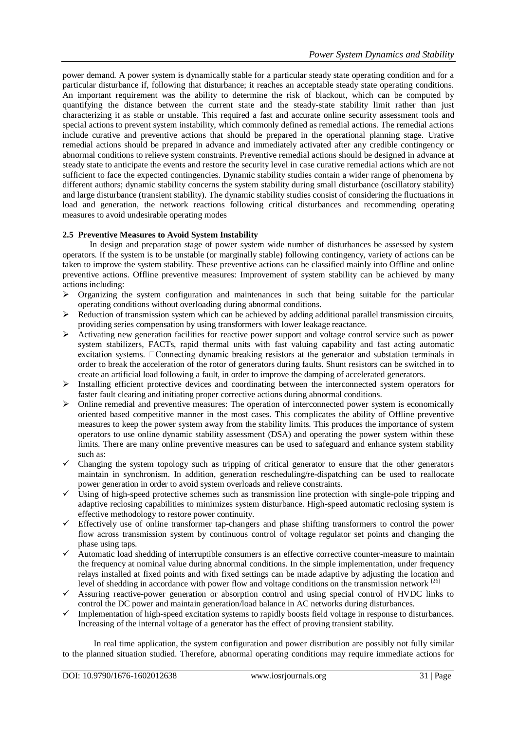power demand. A power system is dynamically stable for a particular steady state operating condition and for a particular disturbance if, following that disturbance; it reaches an acceptable steady state operating conditions. An important requirement was the ability to determine the risk of blackout, which can be computed by quantifying the distance between the current state and the steady-state stability limit rather than just characterizing it as stable or unstable. This required a fast and accurate online security assessment tools and special actions to prevent system instability, which commonly defined as remedial actions. The remedial actions include curative and preventive actions that should be prepared in the operational planning stage. Urative remedial actions should be prepared in advance and immediately activated after any credible contingency or abnormal conditions to relieve system constraints. Preventive remedial actions should be designed in advance at steady state to anticipate the events and restore the security level in case curative remedial actions which are not sufficient to face the expected contingencies. Dynamic stability studies contain a wider range of phenomena by different authors; dynamic stability concerns the system stability during small disturbance (oscillatory stability) and large disturbance (transient stability). The dynamic stability studies consist of considering the fluctuations in load and generation, the network reactions following critical disturbances and recommending operating measures to avoid undesirable operating modes

### 2.5 Preventive Measures to Avoid System Instability

In design and preparation stage of power system wide number of disturbances be assessed by system operators. If the system is to be unstable (or marginally stable) following contingency, variety of actions can be taken to improve the system stability. These preventive actions can be classified mainly into Offline and online preventive actions. Offline preventive measures: Improvement of system stability can be achieved by many actions including:

- ➢ Organizing the system configuration and maintenances in such that being suitable for the particular operating conditions without overloading during abnormal conditions.
- ➢ Reduction of transmission system which can be achieved by adding additional parallel transmission circuits, providing series compensation by using transformers with lower leakage reactance.
- ➢ Activating new generation facilities for reactive power support and voltage control service such as power system stabilizers, FACTs, rapid thermal units with fast valuing capability and fast acting automatic excitation systems. Connecting dynamic breaking resistors at the generator and substation terminals in order to break the acceleration of the rotor of generators during faults. Shunt resistors can be switched in to create an artificial load following a fault, in order to improve the damping of accelerated generators.
- ➢ Installing efficient protective devices and coordinating between the interconnected system operators for faster fault clearing and initiating proper corrective actions during abnormal conditions.
- ➢ Online remedial and preventive measures: The operation of interconnected power system is economically oriented based competitive manner in the most cases. This complicates the ability of Offline preventive measures to keep the power system away from the stability limits. This produces the importance of system operators to use online dynamic stability assessment (DSA) and operating the power system within these limits. There are many online preventive measures can be used to safeguard and enhance system stability such as:
- ✓ Changing the system topology such as tripping of critical generator to ensure that the other generators maintain in synchronism. In addition, generation rescheduling/re-dispatching can be used to reallocate power generation in order to avoid system overloads and relieve constraints.
- ✓ Using of high-speed protective schemes such as transmission line protection with single-pole tripping and adaptive reclosing capabilities to minimizes system disturbance. High-speed automatic reclosing system is effective methodology to restore power continuity.
- ✓ Effectively use of online transformer tap-changers and phase shifting transformers to control the power flow across transmission system by continuous control of voltage regulator set points and changing the phase using taps.
- ✓ Automatic load shedding of interruptible consumers is an effective corrective counter-measure to maintain the frequency at nominal value during abnormal conditions. In the simple implementation, under frequency relays installed at fixed points and with fixed settings can be made adaptive by adjusting the location and level of shedding in accordance with power flow and voltage conditions on the transmission network [26]
- ✓ Assuring reactive-power generation or absorption control and using special control of HVDC links to control the DC power and maintain generation/load balance in AC networks during disturbances.
- ✓ Implementation of high-speed excitation systems to rapidly boosts field voltage in response to disturbances. Increasing of the internal voltage of a generator has the effect of proving transient stability.

In real time application, the system configuration and power distribution are possibly not fully similar to the planned situation studied. Therefore, abnormal operating conditions may require immediate actions for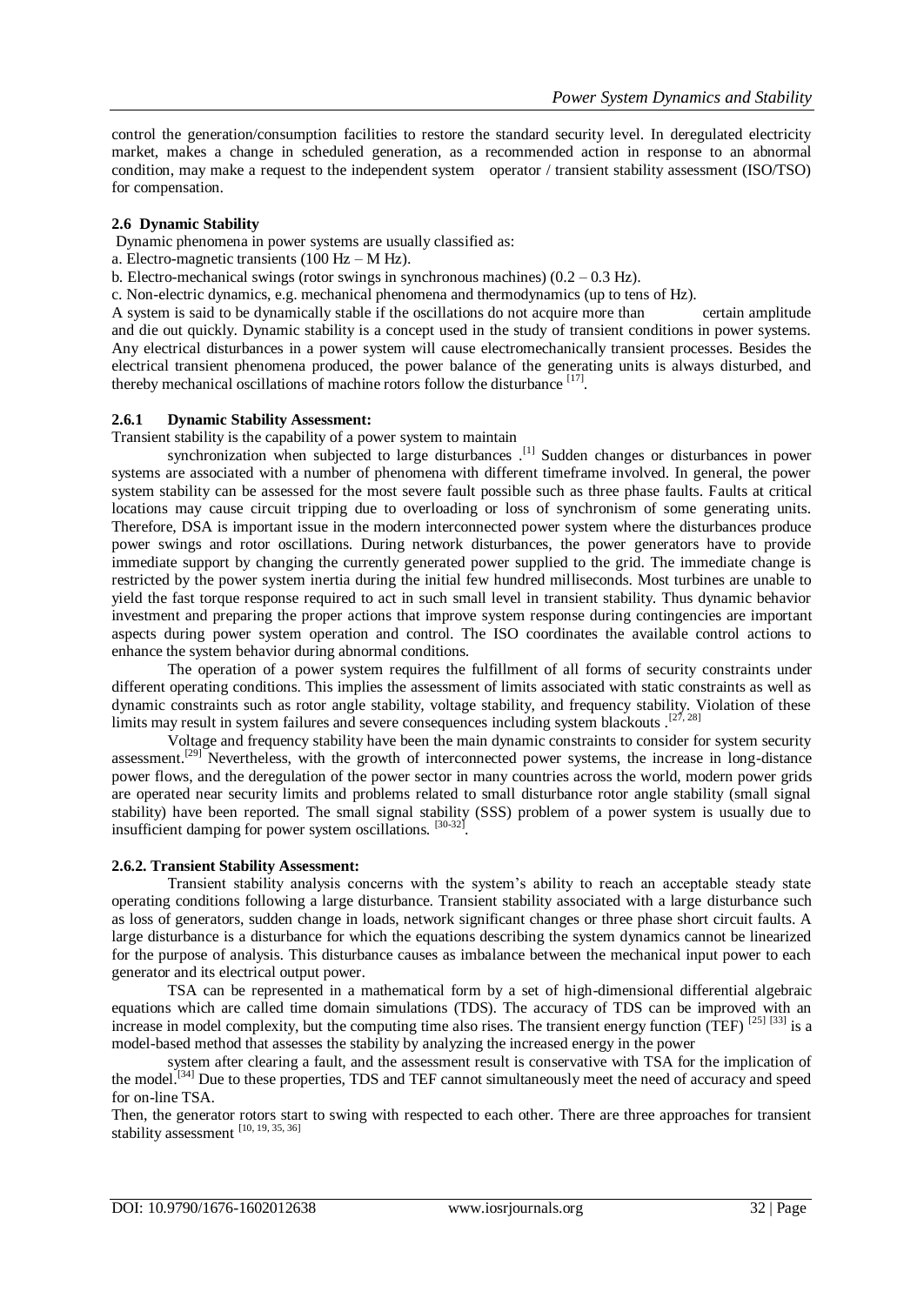control the generation/consumption facilities to restore the standard security level. In deregulated electricity market, makes a change in scheduled generation, as a recommended action in response to an abnormal condition, may make a request to the independent system operator / transient stability assessment (ISO/TSO) for compensation.

### 2.6 Dynamic Stability

Dynamic phenomena in power systems are usually classified as:

a. Electro-magnetic transients (100 Hz – M Hz).

b. Electro-mechanical swings (rotor swings in synchronous machines) (0.2 – 0.3 Hz).

c. Non-electric dynamics, e.g. mechanical phenomena and thermodynamics (up to tens of Hz).

A system is said to be dynamically stable if the oscillations do not acquire more than certain amplitude and die out quickly. Dynamic stability is a concept used in the study of transient conditions in power systems. Any electrical disturbances in a power system will cause electromechanically transient processes. Besides the electrical transient phenomena produced, the power balance of the generating units is always disturbed, and thereby mechanical oscillations of machine rotors follow the disturbance [17].

#### 2.6.1 Dynamic Stability Assessment:

Transient stability is the capability of a power system to maintain synchronization when subjected to large disturbances .[1] Sudden changes or disturbances in power systems are associated with a number of phenomena with different timeframe involved. In general, the power system stability can be assessed for the most severe fault possible such as three phase faults. Faults at critical locations may cause circuit tripping due to overloading or loss of synchronism of some generating units. Therefore, DSA is important issue in the modern interconnected power system where the disturbances produce power swings and rotor oscillations. During network disturbances, the power generators have to provide immediate support by changing the currently generated power supplied to the grid. The immediate change is restricted by the power system inertia during the initial few hundred milliseconds. Most turbines are unable to yield the fast torque response required to act in such small level in transient stability. Thus dynamic behavior investment and preparing the proper actions that improve system response during contingencies are important aspects during power system operation and control. The ISO coordinates the available control actions to enhance the system behavior during abnormal conditions.

The operation of a power system requires the fulfillment of all forms of security constraints under different operating conditions. This implies the assessment of limits associated with static constraints as well as dynamic constraints such as rotor angle stability, voltage stability, and frequency stability. Violation of these limits may result in system failures and severe consequences including system blackouts .[27, 28]

Voltage and frequency stability have been the main dynamic constraints to consider for system security assessment.[29] Nevertheless, with the growth of interconnected power systems, the increase in long-distance power flows, and the deregulation of the power sector in many countries across the world, modern power grids are operated near security limits and problems related to small disturbance rotor angle stability (small signal stability) have been reported. The small signal stability (SSS) problem of a power system is usually due to insufficient damping for power system oscillations. [30-32].

#### 2.6.2. Transient Stability Assessment:

Transient stability analysis concerns with the system's ability to reach an acceptable steady state operating conditions following a large disturbance. Transient stability associated with a large disturbance such as loss of generators, sudden change in loads, network significant changes or three phase short circuit faults. A large disturbance is a disturbance for which the equations describing the system dynamics cannot be linearized for the purpose of analysis. This disturbance causes as imbalance between the mechanical input power to each generator and its electrical output power.

TSA can be represented in a mathematical form by a set of high-dimensional differential algebraic equations which are called time domain simulations (TDS). The accuracy of TDS can be improved with an increase in model complexity, but the computing time also rises. The transient energy function (TEF) [25] [33] is a model-based method that assesses the stability by analyzing the increased energy in the power system after clearing a fault, and the assessment result is conservative with TSA for the implication of the model.[34] Due to these properties, TDS and TEF cannot simultaneously meet the need of accuracy and speed for on-line TSA.

Then, the generator rotors start to swing with respected to each other. There are three approaches for transient stability assessment [10, 19, 35, 36]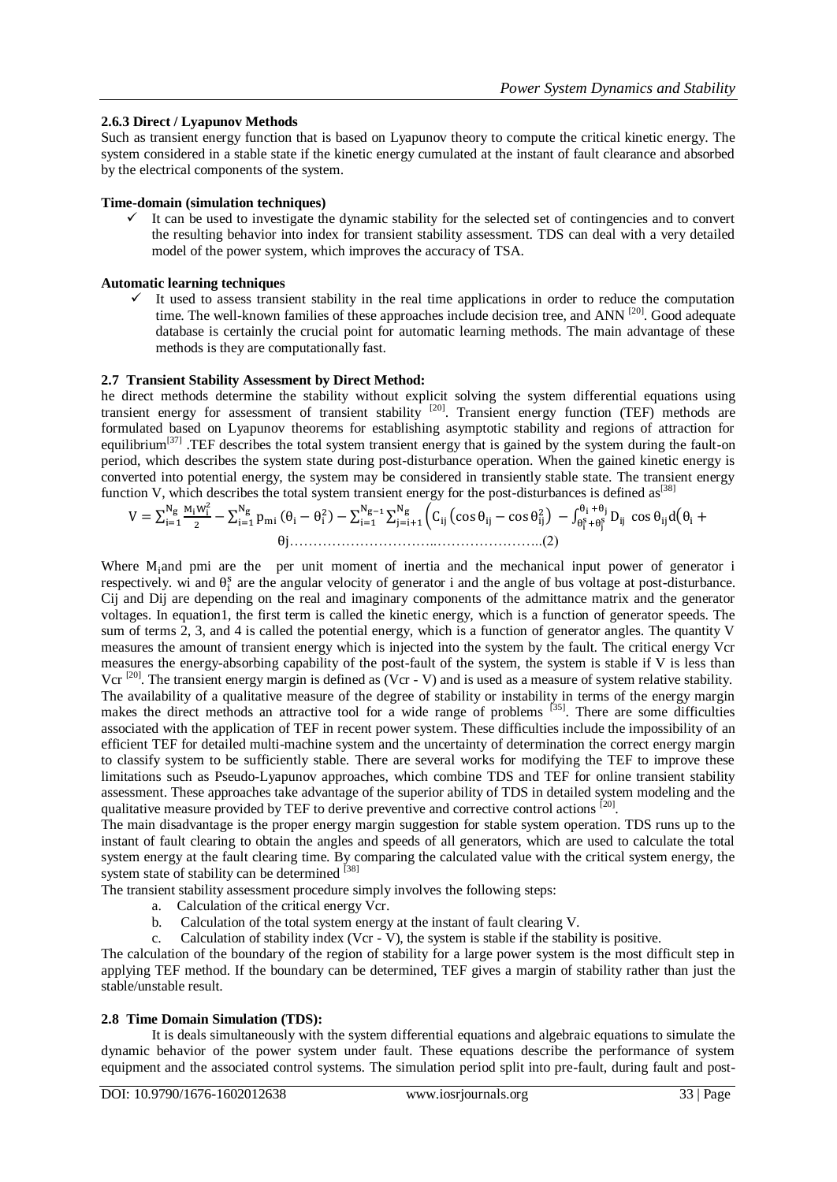### 2.6.3 Direct / Lyapunov Methods

Such as transient energy function that is based on Lyapunov theory to compute the critical kinetic energy. The system considered in a stable state if the kinetic energy cumulated at the instant of fault clearance and absorbed by the electrical components of the system.

**Time-domain (simulation techniques)**

- ✓ It can be used to investigate the dynamic stability for the selected set of contingencies and to convert the resulting behavior into index for transient stability assessment. TDS can deal with a very detailed model of the power system, which improves the accuracy of TSA.

**Automatic learning techniques**

- ✓ It used to assess transient stability in the real time applications in order to reduce the computation time. The well-known families of these approaches include decision tree, and ANN [20]. Good adequate database is certainly the crucial point for automatic learning methods. The main advantage of these methods is they are computationally fast.

### 2.7 Transient Stability Assessment by Direct Method:

he direct methods determine the stability without explicit solving the system differential equations using transient energy for assessment of transient stability [20]. Transient energy function (TEF) methods are formulated based on Lyapunov theorems for establishing asymptotic stability and regions of attraction for equilibrium[37] .TEF describes the total system transient energy that is gained by the system during the fault-on period, which describes the system state during post-disturbance operation. When the gained kinetic energy is converted into potential energy, the system may be considered in transiently stable state. The transient energy function V, which describes the total system transient energy for the post-disturbances is defined as[38]

$$V = \sum_{i=1}^{N_g} \frac{M_i W_i^2}{2} - \sum_{i=1}^{N_g} p_{mi} \left(\theta_i - \theta_i^2\right) - \sum_{i=1}^{N_g - 1} \sum_{j=i+1}^{N_g} \left( C_{ij} \left( \cos\theta_{ij} - \cos\theta_{ij}^2 \right) - \int_{\theta_i^s + \theta_j^s}^{\theta_i + \theta_j} D_{ij} \cos\theta_{ij} \, d(\theta_i + \theta j \right. \quad \ldots\ldots(2)$$

Where $M_i$ and pmi are the per unit moment of inertia and the mechanical input power of generator i respectively. wi and $\theta_i^s$ are the angular velocity of generator i and the angle of bus voltage at post-disturbance. Cij and Dij are depending on the real and imaginary components of the admittance matrix and the generator voltages. In equation1, the first term is called the kinetic energy, which is a function of generator speeds. The sum of terms 2, 3, and 4 is called the potential energy, which is a function of generator angles. The quantity V measures the amount of transient energy which is injected into the system by the fault. The critical energy Vcr measures the energy-absorbing capability of the post-fault of the system, the system is stable if V is less than Vcr [20]. The transient energy margin is defined as (Vcr - V) and is used as a measure of system relative stability. The availability of a qualitative measure of the degree of stability or instability in terms of the energy margin makes the direct methods an attractive tool for a wide range of problems [35]. There are some difficulties associated with the application of TEF in recent power system. These difficulties include the impossibility of an efficient TEF for detailed multi-machine system and the uncertainty of determination the correct energy margin to classify system to be sufficiently stable. There are several works for modifying the TEF to improve these limitations such as Pseudo-Lyapunov approaches, which combine TDS and TEF for online transient stability assessment. These approaches take advantage of the superior ability of TDS in detailed system modeling and the qualitative measure provided by TEF to derive preventive and corrective control actions [20].

The main disadvantage is the proper energy margin suggestion for stable system operation. TDS runs up to the instant of fault clearing to obtain the angles and speeds of all generators, which are used to calculate the total system energy at the fault clearing time. By comparing the calculated value with the critical system energy, the system state of stability can be determined [38]

The transient stability assessment procedure simply involves the following steps:

a. Calculation of the critical energy Vcr.
b. Calculation of the total system energy at the instant of fault clearing V.
c. Calculation of stability index (Vcr - V), the system is stable if the stability is positive.

The calculation of the boundary of the region of stability for a large power system is the most difficult step in applying TEF method. If the boundary can be determined, TEF gives a margin of stability rather than just the stable/unstable result.

### 2.8 Time Domain Simulation (TDS):

It is deals simultaneously with the system differential equations and algebraic equations to simulate the dynamic behavior of the power system under fault. These equations describe the performance of system equipment and the associated control systems. The simulation period split into pre-fault, during fault and post-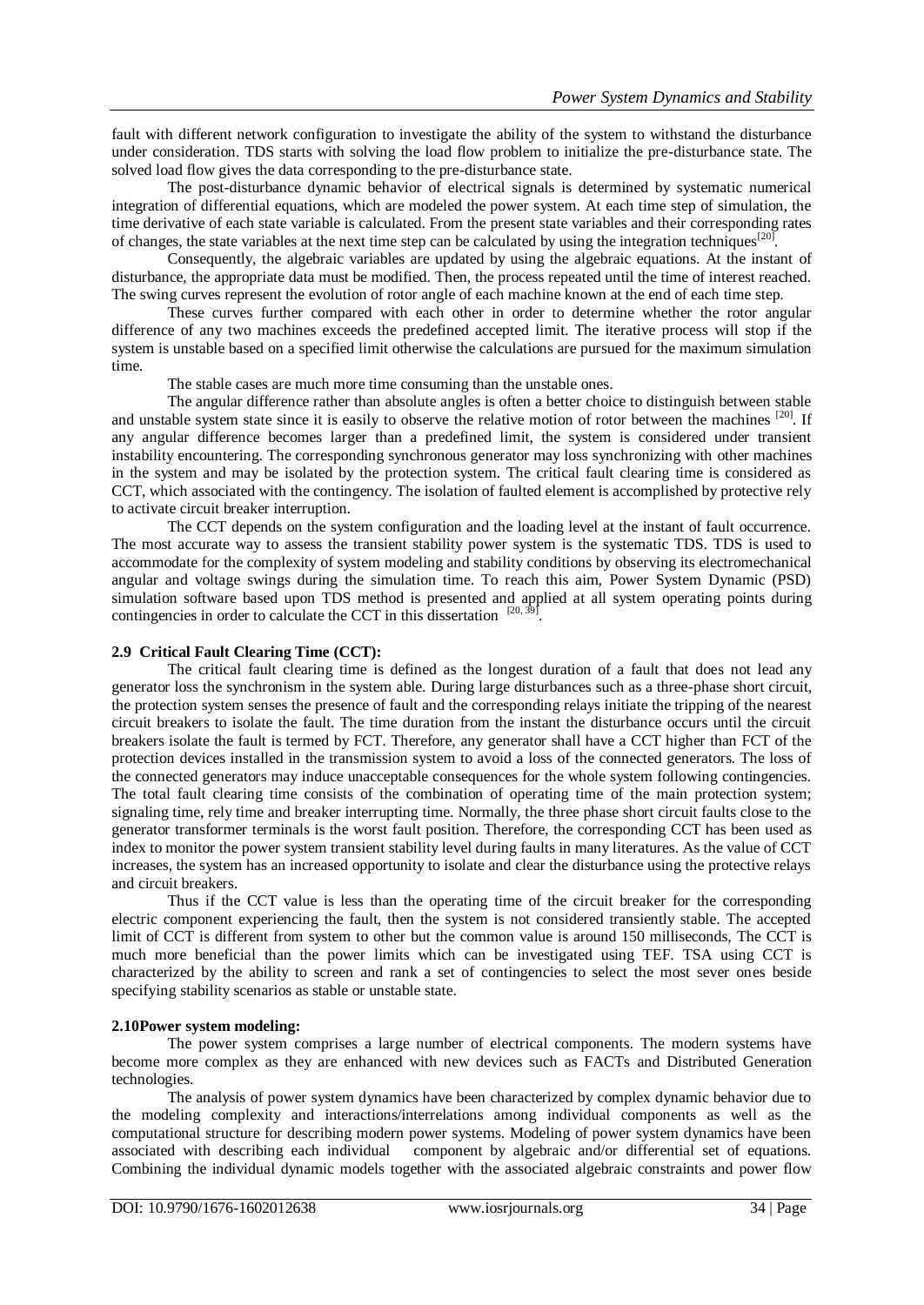fault with different network configuration to investigate the ability of the system to withstand the disturbance under consideration. TDS starts with solving the load flow problem to initialize the pre-disturbance state. The solved load flow gives the data corresponding to the pre-disturbance state.

The post-disturbance dynamic behavior of electrical signals is determined by systematic numerical integration of differential equations, which are modeled the power system. At each time step of simulation, the time derivative of each state variable is calculated. From the present state variables and their corresponding rates of changes, the state variables at the next time step can be calculated by using the integration techniques[20].

Consequently, the algebraic variables are updated by using the algebraic equations. At the instant of disturbance, the appropriate data must be modified. Then, the process repeated until the time of interest reached. The swing curves represent the evolution of rotor angle of each machine known at the end of each time step.

These curves further compared with each other in order to determine whether the rotor angular difference of any two machines exceeds the predefined accepted limit. The iterative process will stop if the system is unstable based on a specified limit otherwise the calculations are pursued for the maximum simulation time.

The stable cases are much more time consuming than the unstable ones.

The angular difference rather than absolute angles is often a better choice to distinguish between stable and unstable system state since it is easily to observe the relative motion of rotor between the machines [20]. If any angular difference becomes larger than a predefined limit, the system is considered under transient instability encountering. The corresponding synchronous generator may loss synchronizing with other machines in the system and may be isolated by the protection system. The critical fault clearing time is considered as CCT, which associated with the contingency. The isolation of faulted element is accomplished by protective rely to activate circuit breaker interruption.

The CCT depends on the system configuration and the loading level at the instant of fault occurrence. The most accurate way to assess the transient stability power system is the systematic TDS. TDS is used to accommodate for the complexity of system modeling and stability conditions by observing its electromechanical angular and voltage swings during the simulation time. To reach this aim, Power System Dynamic (PSD) simulation software based upon TDS method is presented and applied at all system operating points during contingencies in order to calculate the CCT in this dissertation [20, 39].

## 2.9 Critical Fault Clearing Time (CCT):

The critical fault clearing time is defined as the longest duration of a fault that does not lead any generator loss the synchronism in the system able. During large disturbances such as a three-phase short circuit, the protection system senses the presence of fault and the corresponding relays initiate the tripping of the nearest circuit breakers to isolate the fault. The time duration from the instant the disturbance occurs until the circuit breakers isolate the fault is termed by FCT. Therefore, any generator shall have a CCT higher than FCT of the protection devices installed in the transmission system to avoid a loss of the connected generators. The loss of the connected generators may induce unacceptable consequences for the whole system following contingencies. The total fault clearing time consists of the combination of operating time of the main protection system; signaling time, rely time and breaker interrupting time. Normally, the three phase short circuit faults close to the generator transformer terminals is the worst fault position. Therefore, the corresponding CCT has been used as index to monitor the power system transient stability level during faults in many literatures. As the value of CCT increases, the system has an increased opportunity to isolate and clear the disturbance using the protective relays and circuit breakers.

Thus if the CCT value is less than the operating time of the circuit breaker for the corresponding electric component experiencing the fault, then the system is not considered transiently stable. The accepted limit of CCT is different from system to other but the common value is around 150 milliseconds, The CCT is much more beneficial than the power limits which can be investigated using TEF. TSA using CCT is characterized by the ability to screen and rank a set of contingencies to select the most sever ones beside specifying stability scenarios as stable or unstable state.

## 2.10Power system modeling:

The power system comprises a large number of electrical components. The modern systems have become more complex as they are enhanced with new devices such as FACTs and Distributed Generation technologies.

The analysis of power system dynamics have been characterized by complex dynamic behavior due to the modeling complexity and interactions/interrelations among individual components as well as the computational structure for describing modern power systems. Modeling of power system dynamics have been associated with describing each individual component by algebraic and/or differential set of equations. Combining the individual dynamic models together with the associated algebraic constraints and power flow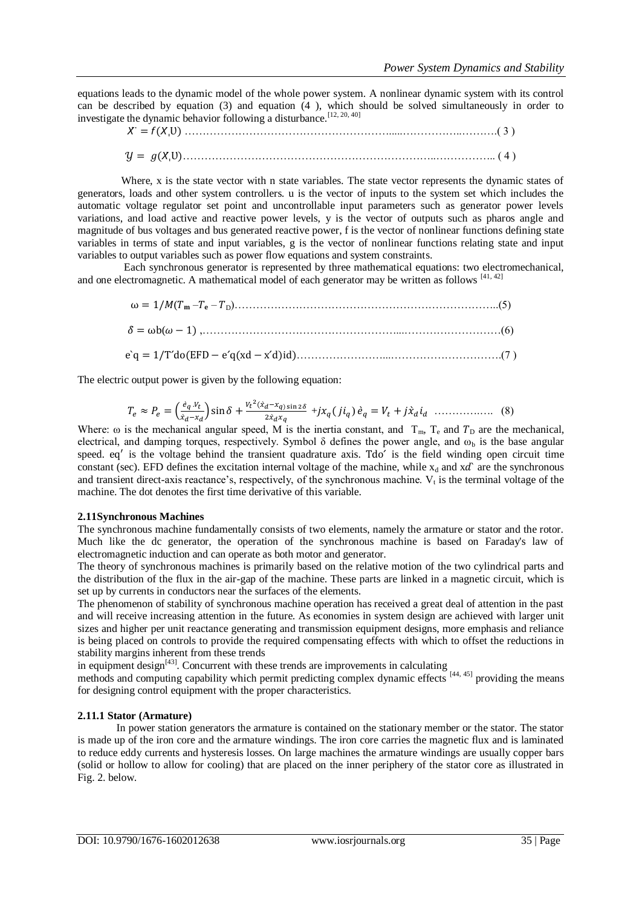equations leads to the dynamic model of the whole power system. A nonlinear dynamic system with its control can be described by equation (3) and equation (4 ), which should be solved simultaneously in order to investigate the dynamic behavior following a disturbance.[12, 20, 40]

$$X^{\cdot} = f(X, U) \quad (3)$$

$$\mathcal{Y} = g(X, U) \quad (4)$$

Where, x is the state vector with n state variables. The state vector represents the dynamic states of generators, loads and other system controllers. u is the vector of inputs to the system set which includes the automatic voltage regulator set point and uncontrollable input parameters such as generator power levels variations, and load active and reactive power levels, y is the vector of outputs such as pharos angle and magnitude of bus voltages and bus generated reactive power, f is the vector of nonlinear functions defining state variables in terms of state and input variables, g is the vector of nonlinear functions relating state and input variables to output variables such as power flow equations and system constraints.

Each synchronous generator is represented by three mathematical equations: two electromechanical, and one electromagnetic. A mathematical model of each generator may be written as follows [41, 42]

$$\omega = 1/M(T_m - T_e - T_D) \quad (5)$$

$$\delta = \omega b(\omega - 1) \quad (6)$$

$$e\grave{}q = 1/T'do(EFD - e'q(xd - x'd)id) \quad (7)$$

The electric output power is given by the following equation:

$$T_e \approx P_e = \left(\frac{\grave{e}_q V_t}{\grave{x}_d - x_d}\right)\sin\delta + \frac{V_t^2(\grave{x}_d - x_q)\sin 2\delta}{2\grave{x}_d x_q} + jx_q(ji_q)\,\grave{e}_q = V_t + j\grave{x}_d i_d \quad (8)$$

Where: ω is the mechanical angular speed, M is the inertia constant, and $T_m$, $T_e$ and $T_D$ are the mechanical, electrical, and damping torques, respectively. Symbol δ defines the power angle, and $\omega_b$ is the base angular speed. eq′ is the voltage behind the transient quadrature axis. Tdo′ is the field winding open circuit time constant (sec). EFD defines the excitation internal voltage of the machine, while $x_d$ and xd` are the synchronous and transient direct-axis reactance's, respectively, of the synchronous machine. $V_t$ is the terminal voltage of the machine. The dot denotes the first time derivative of this variable.

### 2.11Synchronous Machines

The synchronous machine fundamentally consists of two elements, namely the armature or stator and the rotor. Much like the dc generator, the operation of the synchronous machine is based on Faraday's law of electromagnetic induction and can operate as both motor and generator.

The theory of synchronous machines is primarily based on the relative motion of the two cylindrical parts and the distribution of the flux in the air-gap of the machine. These parts are linked in a magnetic circuit, which is set up by currents in conductors near the surfaces of the elements.

The phenomenon of stability of synchronous machine operation has received a great deal of attention in the past and will receive increasing attention in the future. As economies in system design are achieved with larger unit sizes and higher per unit reactance generating and transmission equipment designs, more emphasis and reliance is being placed on controls to provide the required compensating effects with which to offset the reductions in stability margins inherent from these trends in equipment design[43]. Concurrent with these trends are improvements in calculating methods and computing capability which permit predicting complex dynamic effects [44, 45] providing the means for designing control equipment with the proper characteristics.

#### 2.11.1 Stator (Armature)

In power station generators the armature is contained on the stationary member or the stator. The stator is made up of the iron core and the armature windings. The iron core carries the magnetic flux and is laminated to reduce eddy currents and hysteresis losses. On large machines the armature windings are usually copper bars (solid or hollow to allow for cooling) that are placed on the inner periphery of the stator core as illustrated in Fig. 2. below.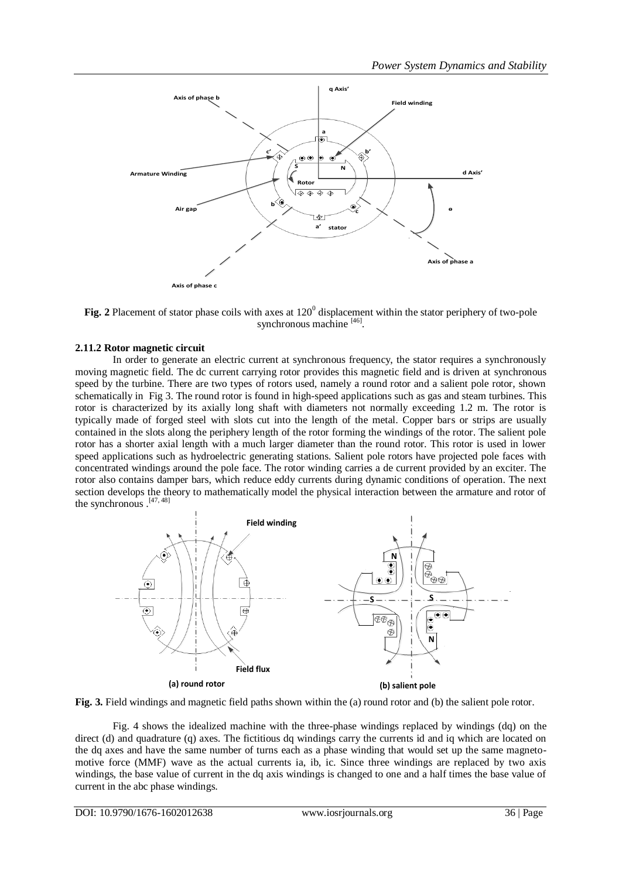**Fig. 2** Placement of stator phase coils with axes at $120^0$ displacement within the stator periphery of two-pole synchronous machine [46].

### 2.11.2 Rotor magnetic circuit

In order to generate an electric current at synchronous frequency, the stator requires a synchronously moving magnetic field. The dc current carrying rotor provides this magnetic field and is driven at synchronous speed by the turbine. There are two types of rotors used, namely a round rotor and a salient pole rotor, shown schematically in Fig 3. The round rotor is found in high-speed applications such as gas and steam turbines. This rotor is characterized by its axially long shaft with diameters not normally exceeding 1.2 m. The rotor is typically made of forged steel with slots cut into the length of the metal. Copper bars or strips are usually contained in the slots along the periphery length of the rotor forming the windings of the rotor. The salient pole rotor has a shorter axial length with a much larger diameter than the round rotor. This rotor is used in lower speed applications such as hydroelectric generating stations. Salient pole rotors have projected pole faces with concentrated windings around the pole face. The rotor winding carries a de current provided by an exciter. The rotor also contains damper bars, which reduce eddy currents during dynamic conditions of operation. The next section develops the theory to mathematically model the physical interaction between the armature and rotor of the synchronous .[47, 48]

**Fig. 3.** Field windings and magnetic field paths shown within the (a) round rotor and (b) the salient pole rotor.

Fig. 4 shows the idealized machine with the three-phase windings replaced by windings (dq) on the direct (d) and quadrature (q) axes. The fictitious dq windings carry the currents id and iq which are located on the dq axes and have the same number of turns each as a phase winding that would set up the same magneto-motive force (MMF) wave as the actual currents ia, ib, ic. Since three windings are replaced by two axis windings, the base value of current in the dq axis windings is changed to one and a half times the base value of current in the abc phase windings.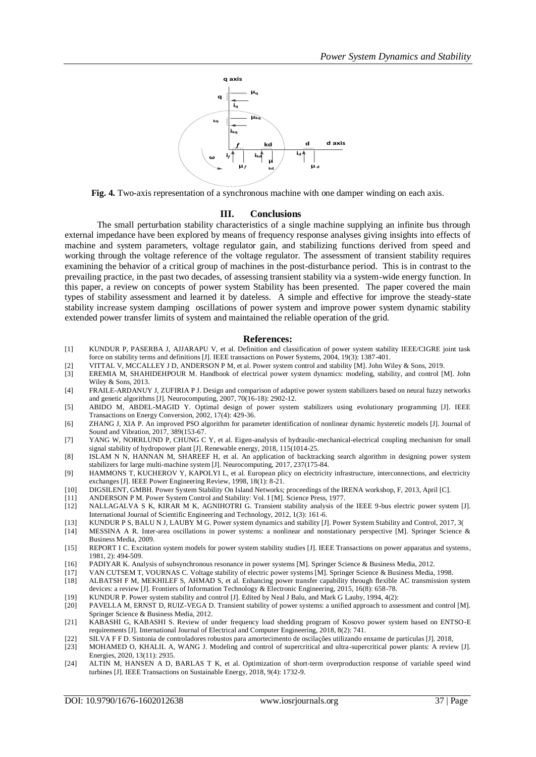**Fig. 4.** Two-axis representation of a synchronous machine with one damper winding on each axis.

## III. Conclusions

The small perturbation stability characteristics of a single machine supplying an infinite bus through external impedance have been explored by means of frequency response analyses giving insights into effects of machine and system parameters, voltage regulator gain, and stabilizing functions derived from speed and working through the voltage reference of the voltage regulator. The assessment of transient stability requires examining the behavior of a critical group of machines in the post-disturbance period. This is in contrast to the prevailing practice, in the past two decades, of assessing transient stability via a system-wide energy function. In this paper, a review on concepts of power system Stability has been presented. The paper covered the main types of stability assessment and learned it by dateless. A simple and effective for improve the steady-state stability increase system damping oscillations of power system and improve power system dynamic stability extended power transfer limits of system and maintained the reliable operation of the grid.

## References:

[1] KUNDUR P, PASERBA J, AJJARAPU V, et al. Definition and classification of power system stability IEEE/CIGRE joint task force on stability terms and definitions [J]. IEEE transactions on Power Systems, 2004, 19(3): 1387-401.

[2] VITTAL V, MCCALLEY J D, ANDERSON P M, et al. Power system control and stability [M]. John Wiley & Sons, 2019.

[3] EREMIA M, SHAHIDEHPOUR M. Handbook of electrical power system dynamics: modeling, stability, and control [M]. John Wiley & Sons, 2013.

[4] FRAILE-ARDANUY J, ZUFIRIA P J. Design and comparison of adaptive power system stabilizers based on neural fuzzy networks and genetic algorithms [J]. Neurocomputing, 2007, 70(16-18): 2902-12.

[5] ABIDO M, ABDEL-MAGID Y. Optimal design of power system stabilizers using evolutionary programming [J]. IEEE Transactions on Energy Conversion, 2002, 17(4): 429-36.

[6] ZHANG J, XIA P. An improved PSO algorithm for parameter identification of nonlinear dynamic hysteretic models [J]. Journal of Sound and Vibration, 2017, 389(153-67.

[7] YANG W, NORRLUND P, CHUNG C Y, et al. Eigen-analysis of hydraulic-mechanical-electrical coupling mechanism for small signal stability of hydropower plant [J]. Renewable energy, 2018, 115(1014-25.

[8] ISLAM N N, HANNAN M, SHAREEF H, et al. An application of backtracking search algorithm in designing power system stabilizers for large multi-machine system [J]. Neurocomputing, 2017, 237(175-84.

[9] HAMMONS T, KUCHEROV Y, KAPOLYI L, et al. European plicy on electricity infrastructure, interconnections, and electricity exchanges [J]. IEEE Power Engineering Review, 1998, 18(1): 8-21.

[10] DIGSILENT, GMBH. Power System Stability On Island Networks; proceedings of the IRENA workshop, F, 2013, April [C].

[11] ANDERSON P M. Power System Control and Stability: Vol. I [M]. Science Press, 1977.

[12] NALLAGALVA S K, KIRAR M K, AGNIHOTRI G. Transient stability analysis of the IEEE 9-bus electric power system [J]. International Journal of Scientific Engineering and Technology, 2012, 1(3): 161-6.

[13] KUNDUR P S, BALU N J, LAUBY M G. Power system dynamics and stability [J]. Power System Stability and Control, 2017, 3(

[14] MESSINA A R. Inter-area oscillations in power systems: a nonlinear and nonstationary perspective [M]. Springer Science & Business Media, 2009.

[15] REPORT I C. Excitation system models for power system stability studies [J]. IEEE Transactions on power apparatus and systems, 1981, 2): 494-509.

[16] PADIYAR K. Analysis of subsynchronous resonance in power systems [M]. Springer Science & Business Media, 2012.

[17] VAN CUTSEM T, VOURNAS C. Voltage stability of electric power systems [M]. Springer Science & Business Media, 1998.

[18] ALBATSH F M, MEKHILEF S, AHMAD S, et al. Enhancing power transfer capability through flexible AC transmission system devices: a review [J]. Frontiers of Information Technology & Electronic Engineering, 2015, 16(8): 658-78.

[19] KUNDUR P. Power system stability and control [J]. Edited by Neal J Balu, and Mark G Lauby, 1994, 4(2):

[20] PAVELLA M, ERNST D, RUIZ-VEGA D. Transient stability of power systems: a unified approach to assessment and control [M]. Springer Science & Business Media, 2012.

[21] KABASHI G, KABASHI S. Review of under frequency load shedding program of Kosovo power system based on ENTSO-E requirements [J]. International Journal of Electrical and Computer Engineering, 2018, 8(2): 741.

[22] SILVA F F D. Sintonia de controladores robustos para amortecimento de oscilações utilizando enxame de partículas [J]. 2018,

[23] MOHAMED O, KHALIL A, WANG J. Modeling and control of supercritical and ultra-supercritical power plants: A review [J]. Energies, 2020, 13(11): 2935.

[24] ALTIN M, HANSEN A D, BARLAS T K, et al. Optimization of short-term overproduction response of variable speed wind turbines [J]. IEEE Transactions on Sustainable Energy, 2018, 9(4): 1732-9.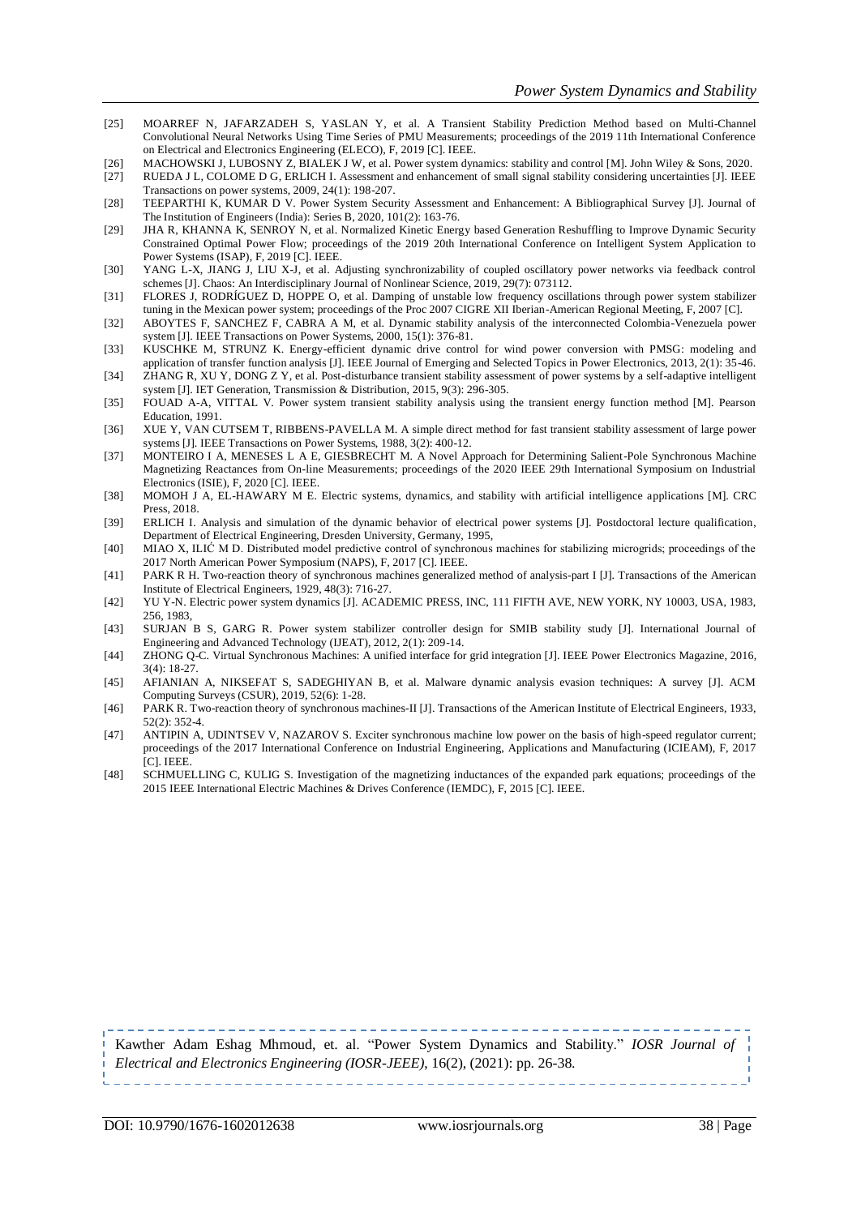[25] MOARREF N, JAFARZADEH S, YASLAN Y, et al. A Transient Stability Prediction Method based on Multi-Channel Convolutional Neural Networks Using Time Series of PMU Measurements; proceedings of the 2019 11th International Conference on Electrical and Electronics Engineering (ELECO), F, 2019 [C]. IEEE.

[26] MACHOWSKI J, LUBOSNY Z, BIALEK J W, et al. Power system dynamics: stability and control [M]. John Wiley & Sons, 2020.

[27] RUEDA J L, COLOME D G, ERLICH I. Assessment and enhancement of small signal stability considering uncertainties [J]. IEEE Transactions on power systems, 2009, 24(1): 198-207.

[28] TEEPARTHI K, KUMAR D V. Power System Security Assessment and Enhancement: A Bibliographical Survey [J]. Journal of The Institution of Engineers (India): Series B, 2020, 101(2): 163-76.

[29] JHA R, KHANNA K, SENROY N, et al. Normalized Kinetic Energy based Generation Reshuffling to Improve Dynamic Security Constrained Optimal Power Flow; proceedings of the 2019 20th International Conference on Intelligent System Application to Power Systems (ISAP), F, 2019 [C]. IEEE.

[30] YANG L-X, JIANG J, LIU X-J, et al. Adjusting synchronizability of coupled oscillatory power networks via feedback control schemes [J]. Chaos: An Interdisciplinary Journal of Nonlinear Science, 2019, 29(7): 073112.

[31] FLORES J, RODRÍGUEZ D, HOPPE O, et al. Damping of unstable low frequency oscillations through power system stabilizer tuning in the Mexican power system; proceedings of the Proc 2007 CIGRE XII Iberian-American Regional Meeting, F, 2007 [C].

[32] ABOYTES F, SANCHEZ F, CABRA A M, et al. Dynamic stability analysis of the interconnected Colombia-Venezuela power system [J]. IEEE Transactions on Power Systems, 2000, 15(1): 376-81.

[33] KUSCHKE M, STRUNZ K. Energy-efficient dynamic drive control for wind power conversion with PMSG: modeling and application of transfer function analysis [J]. IEEE Journal of Emerging and Selected Topics in Power Electronics, 2013, 2(1): 35-46.

[34] ZHANG R, XU Y, DONG Z Y, et al. Post-disturbance transient stability assessment of power systems by a self-adaptive intelligent system [J]. IET Generation, Transmission & Distribution, 2015, 9(3): 296-305.

[35] FOUAD A-A, VITTAL V. Power system transient stability analysis using the transient energy function method [M]. Pearson Education, 1991.

[36] XUE Y, VAN CUTSEM T, RIBBENS-PAVELLA M. A simple direct method for fast transient stability assessment of large power systems [J]. IEEE Transactions on Power Systems, 1988, 3(2): 400-12.

[37] MONTEIRO I A, MENESES L A E, GIESBRECHT M. A Novel Approach for Determining Salient-Pole Synchronous Machine Magnetizing Reactances from On-line Measurements; proceedings of the 2020 IEEE 29th International Symposium on Industrial Electronics (ISIE), F, 2020 [C]. IEEE.

[38] MOMOH J A, EL-HAWARY M E. Electric systems, dynamics, and stability with artificial intelligence applications [M]. CRC Press, 2018.

[39] ERLICH I. Analysis and simulation of the dynamic behavior of electrical power systems [J]. Postdoctoral lecture qualification, Department of Electrical Engineering, Dresden University, Germany, 1995,

[40] MIAO X, ILIĆ M D. Distributed model predictive control of synchronous machines for stabilizing microgrids; proceedings of the 2017 North American Power Symposium (NAPS), F, 2017 [C]. IEEE.

[41] PARK R H. Two-reaction theory of synchronous machines generalized method of analysis-part I [J]. Transactions of the American Institute of Electrical Engineers, 1929, 48(3): 716-27.

[42] YU Y-N. Electric power system dynamics [J]. ACADEMIC PRESS, INC, 111 FIFTH AVE, NEW YORK, NY 10003, USA, 1983, 256, 1983,

[43] SURJAN B S, GARG R. Power system stabilizer controller design for SMIB stability study [J]. International Journal of Engineering and Advanced Technology (IJEAT), 2012, 2(1): 209-14.

[44] ZHONG Q-C. Virtual Synchronous Machines: A unified interface for grid integration [J]. IEEE Power Electronics Magazine, 2016, 3(4): 18-27.

[45] AFIANIAN A, NIKSEFAT S, SADEGHIYAN B, et al. Malware dynamic analysis evasion techniques: A survey [J]. ACM Computing Surveys (CSUR), 2019, 52(6): 1-28.

[46] PARK R. Two-reaction theory of synchronous machines-II [J]. Transactions of the American Institute of Electrical Engineers, 1933, 52(2): 352-4.

[47] ANTIPIN A, UDINTSEV V, NAZAROV S. Exciter synchronous machine low power on the basis of high-speed regulator current; proceedings of the 2017 International Conference on Industrial Engineering, Applications and Manufacturing (ICIEAM), F, 2017 [C]. IEEE.

[48] SCHMUELLING C, KULIG S. Investigation of the magnetizing inductances of the expanded park equations; proceedings of the 2015 IEEE International Electric Machines & Drives Conference (IEMDC), F, 2015 [C]. IEEE.

Kawther Adam Eshag Mhmoud, et. al. "Power System Dynamics and Stability." *IOSR Journal of Electrical and Electronics Engineering (IOSR-JEEE)*, 16(2), (2021): pp. 26-38.